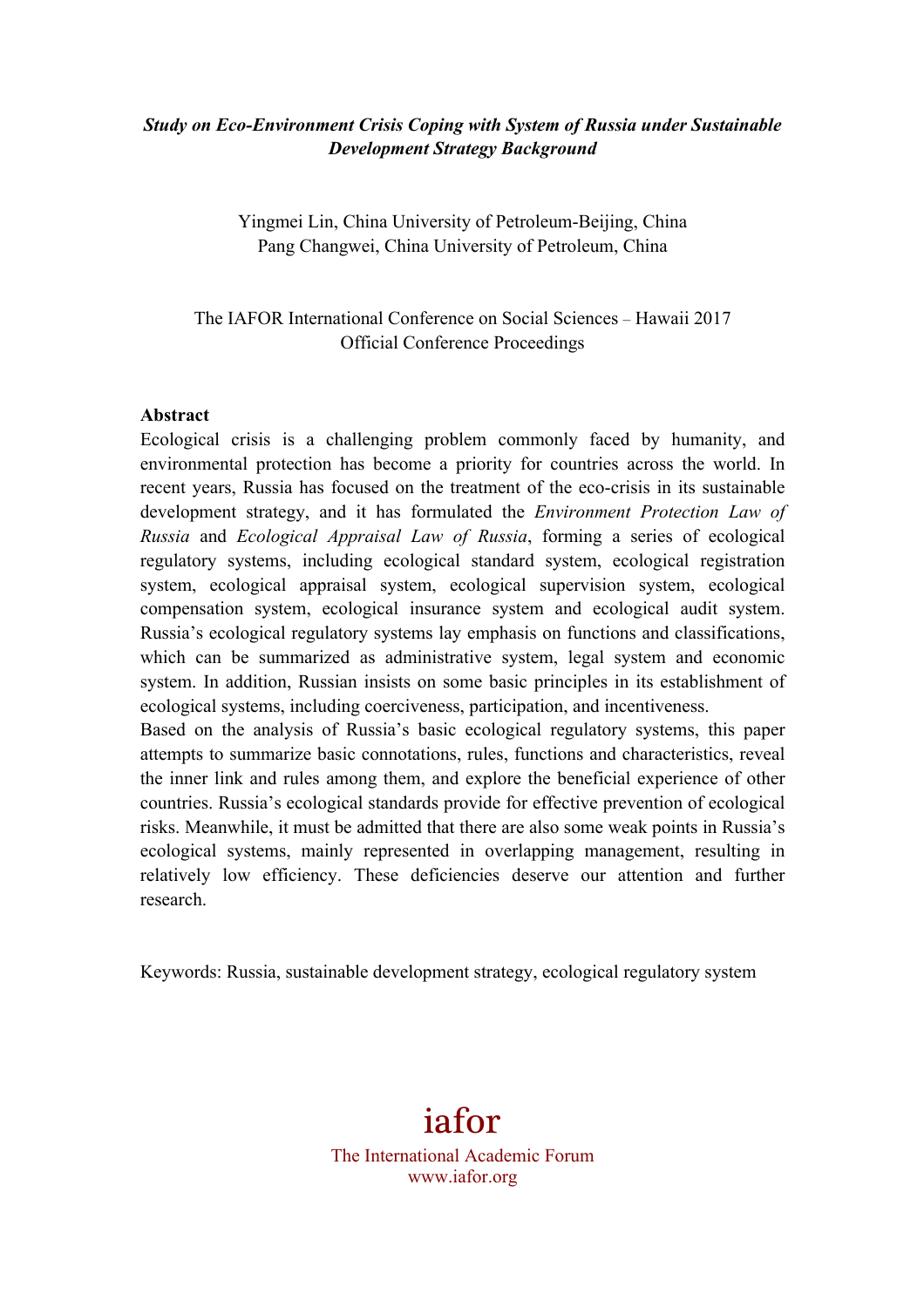***Study on Eco-Environment Crisis Coping with System of Russia under Sustainable Development Strategy Background***

Yingmei Lin, China University of Petroleum-Beijing, China
Pang Changwei, China University of Petroleum, China

The IAFOR International Conference on Social Sciences – Hawaii 2017
Official Conference Proceedings

**Abstract**

Ecological crisis is a challenging problem commonly faced by humanity, and environmental protection has become a priority for countries across the world. In recent years, Russia has focused on the treatment of the eco-crisis in its sustainable development strategy, and it has formulated the *Environment Protection Law of Russia* and *Ecological Appraisal Law of Russia*, forming a series of ecological regulatory systems, including ecological standard system, ecological registration system, ecological appraisal system, ecological supervision system, ecological compensation system, ecological insurance system and ecological audit system. Russia's ecological regulatory systems lay emphasis on functions and classifications, which can be summarized as administrative system, legal system and economic system. In addition, Russian insists on some basic principles in its establishment of ecological systems, including coerciveness, participation, and incentiveness.

Based on the analysis of Russia's basic ecological regulatory systems, this paper attempts to summarize basic connotations, rules, functions and characteristics, reveal the inner link and rules among them, and explore the beneficial experience of other countries. Russia's ecological standards provide for effective prevention of ecological risks. Meanwhile, it must be admitted that there are also some weak points in Russia's ecological systems, mainly represented in overlapping management, resulting in relatively low efficiency. These deficiencies deserve our attention and further research.

Keywords: Russia, sustainable development strategy, ecological regulatory system

iafor
The International Academic Forum
www.iafor.org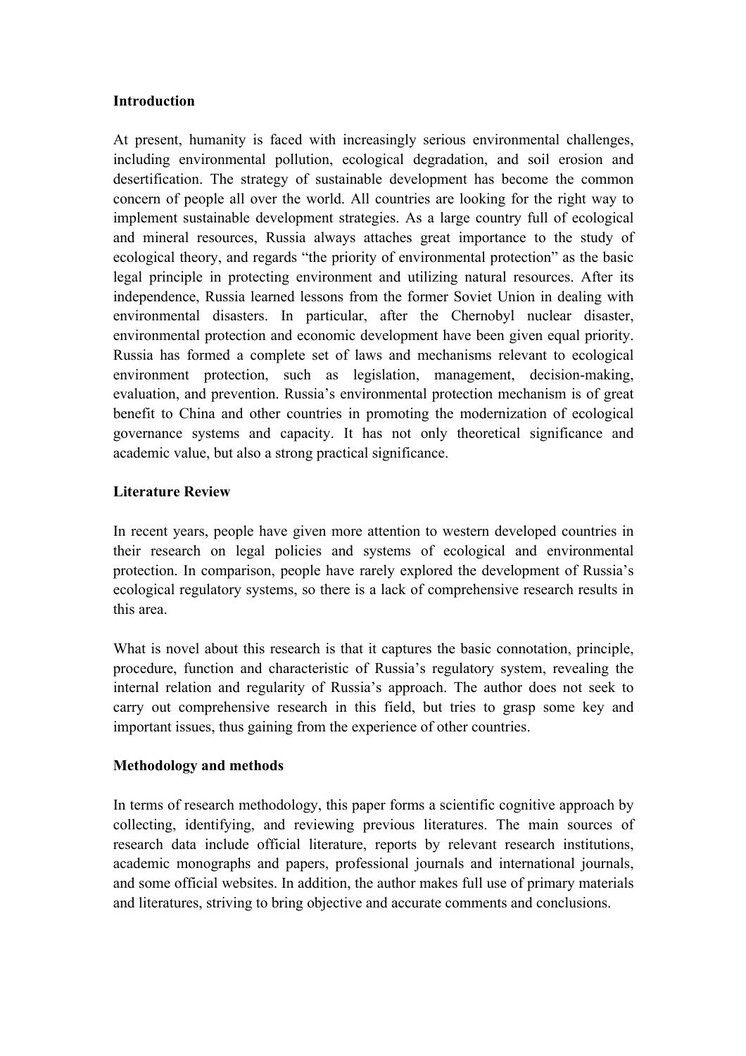## Introduction

At present, humanity is faced with increasingly serious environmental challenges, including environmental pollution, ecological degradation, and soil erosion and desertification. The strategy of sustainable development has become the common concern of people all over the world. All countries are looking for the right way to implement sustainable development strategies. As a large country full of ecological and mineral resources, Russia always attaches great importance to the study of ecological theory, and regards "the priority of environmental protection" as the basic legal principle in protecting environment and utilizing natural resources. After its independence, Russia learned lessons from the former Soviet Union in dealing with environmental disasters. In particular, after the Chernobyl nuclear disaster, environmental protection and economic development have been given equal priority. Russia has formed a complete set of laws and mechanisms relevant to ecological environment protection, such as legislation, management, decision-making, evaluation, and prevention. Russia's environmental protection mechanism is of great benefit to China and other countries in promoting the modernization of ecological governance systems and capacity. It has not only theoretical significance and academic value, but also a strong practical significance.

## Literature Review

In recent years, people have given more attention to western developed countries in their research on legal policies and systems of ecological and environmental protection. In comparison, people have rarely explored the development of Russia's ecological regulatory systems, so there is a lack of comprehensive research results in this area.

What is novel about this research is that it captures the basic connotation, principle, procedure, function and characteristic of Russia's regulatory system, revealing the internal relation and regularity of Russia's approach. The author does not seek to carry out comprehensive research in this field, but tries to grasp some key and important issues, thus gaining from the experience of other countries.

## Methodology and methods

In terms of research methodology, this paper forms a scientific cognitive approach by collecting, identifying, and reviewing previous literatures. The main sources of research data include official literature, reports by relevant research institutions, academic monographs and papers, professional journals and international journals, and some official websites. In addition, the author makes full use of primary materials and literatures, striving to bring objective and accurate comments and conclusions.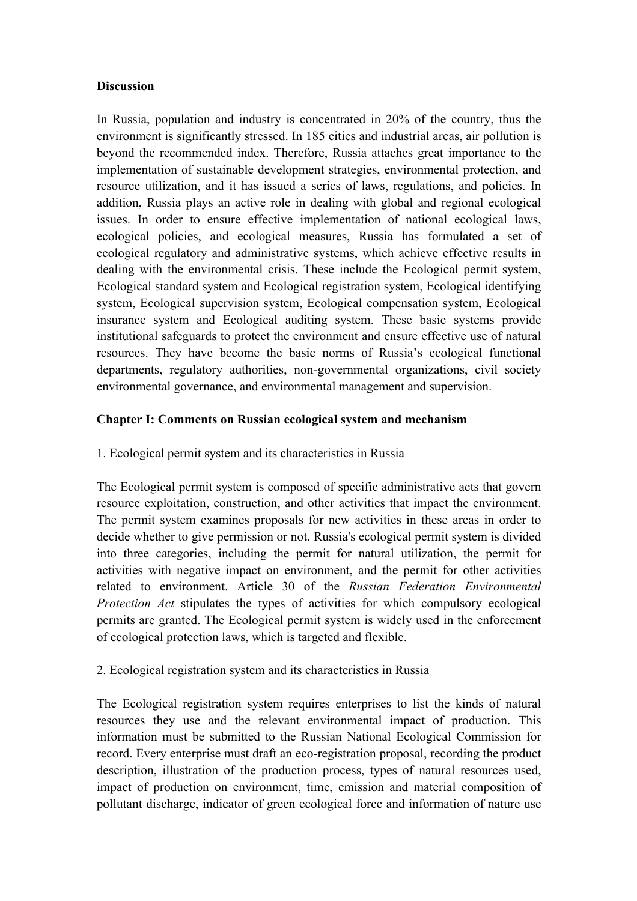**Discussion**

In Russia, population and industry is concentrated in 20% of the country, thus the environment is significantly stressed. In 185 cities and industrial areas, air pollution is beyond the recommended index. Therefore, Russia attaches great importance to the implementation of sustainable development strategies, environmental protection, and resource utilization, and it has issued a series of laws, regulations, and policies. In addition, Russia plays an active role in dealing with global and regional ecological issues. In order to ensure effective implementation of national ecological laws, ecological policies, and ecological measures, Russia has formulated a set of ecological regulatory and administrative systems, which achieve effective results in dealing with the environmental crisis. These include the Ecological permit system, Ecological standard system and Ecological registration system, Ecological identifying system, Ecological supervision system, Ecological compensation system, Ecological insurance system and Ecological auditing system. These basic systems provide institutional safeguards to protect the environment and ensure effective use of natural resources. They have become the basic norms of Russia's ecological functional departments, regulatory authorities, non-governmental organizations, civil society environmental governance, and environmental management and supervision.

**Chapter I: Comments on Russian ecological system and mechanism**

1. Ecological permit system and its characteristics in Russia

The Ecological permit system is composed of specific administrative acts that govern resource exploitation, construction, and other activities that impact the environment. The permit system examines proposals for new activities in these areas in order to decide whether to give permission or not. Russia's ecological permit system is divided into three categories, including the permit for natural utilization, the permit for activities with negative impact on environment, and the permit for other activities related to environment. Article 30 of the *Russian Federation Environmental Protection Act* stipulates the types of activities for which compulsory ecological permits are granted. The Ecological permit system is widely used in the enforcement of ecological protection laws, which is targeted and flexible.

2. Ecological registration system and its characteristics in Russia

The Ecological registration system requires enterprises to list the kinds of natural resources they use and the relevant environmental impact of production. This information must be submitted to the Russian National Ecological Commission for record. Every enterprise must draft an eco-registration proposal, recording the product description, illustration of the production process, types of natural resources used, impact of production on environment, time, emission and material composition of pollutant discharge, indicator of green ecological force and information of nature use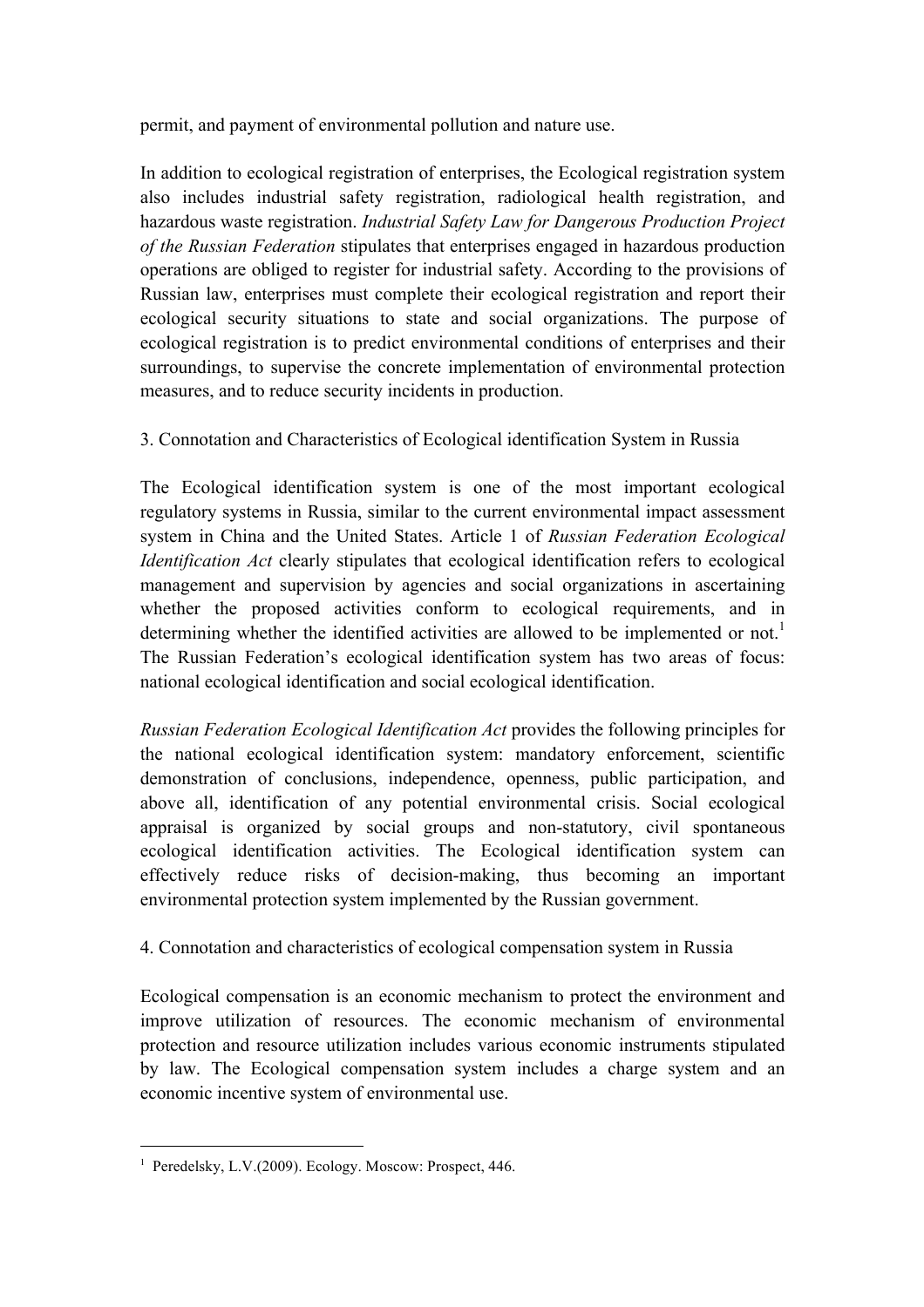permit, and payment of environmental pollution and nature use.

In addition to ecological registration of enterprises, the Ecological registration system also includes industrial safety registration, radiological health registration, and hazardous waste registration. *Industrial Safety Law for Dangerous Production Project of the Russian Federation* stipulates that enterprises engaged in hazardous production operations are obliged to register for industrial safety. According to the provisions of Russian law, enterprises must complete their ecological registration and report their ecological security situations to state and social organizations. The purpose of ecological registration is to predict environmental conditions of enterprises and their surroundings, to supervise the concrete implementation of environmental protection measures, and to reduce security incidents in production.

3. Connotation and Characteristics of Ecological identification System in Russia

The Ecological identification system is one of the most important ecological regulatory systems in Russia, similar to the current environmental impact assessment system in China and the United States. Article 1 of *Russian Federation Ecological Identification Act* clearly stipulates that ecological identification refers to ecological management and supervision by agencies and social organizations in ascertaining whether the proposed activities conform to ecological requirements, and in determining whether the identified activities are allowed to be implemented or not.[1] The Russian Federation's ecological identification system has two areas of focus: national ecological identification and social ecological identification.

*Russian Federation Ecological Identification Act* provides the following principles for the national ecological identification system: mandatory enforcement, scientific demonstration of conclusions, independence, openness, public participation, and above all, identification of any potential environmental crisis. Social ecological appraisal is organized by social groups and non-statutory, civil spontaneous ecological identification activities. The Ecological identification system can effectively reduce risks of decision-making, thus becoming an important environmental protection system implemented by the Russian government.

4. Connotation and characteristics of ecological compensation system in Russia

Ecological compensation is an economic mechanism to protect the environment and improve utilization of resources. The economic mechanism of environmental protection and resource utilization includes various economic instruments stipulated by law. The Ecological compensation system includes a charge system and an economic incentive system of environmental use.

---

[1] Peredelsky, L.V.(2009). Ecology. Moscow: Prospect, 446.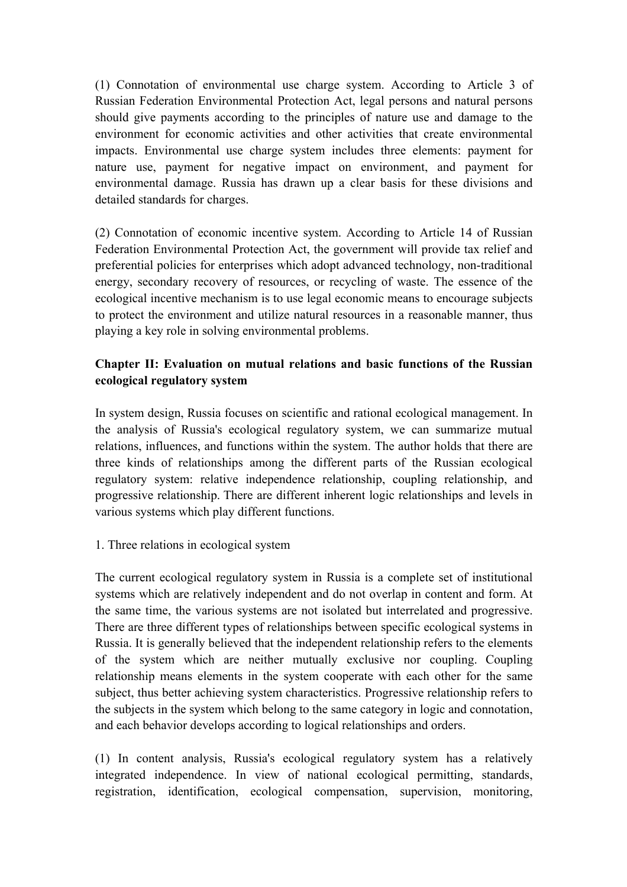(1) Connotation of environmental use charge system. According to Article 3 of Russian Federation Environmental Protection Act, legal persons and natural persons should give payments according to the principles of nature use and damage to the environment for economic activities and other activities that create environmental impacts. Environmental use charge system includes three elements: payment for nature use, payment for negative impact on environment, and payment for environmental damage. Russia has drawn up a clear basis for these divisions and detailed standards for charges.

(2) Connotation of economic incentive system. According to Article 14 of Russian Federation Environmental Protection Act, the government will provide tax relief and preferential policies for enterprises which adopt advanced technology, non-traditional energy, secondary recovery of resources, or recycling of waste. The essence of the ecological incentive mechanism is to use legal economic means to encourage subjects to protect the environment and utilize natural resources in a reasonable manner, thus playing a key role in solving environmental problems.

## Chapter II: Evaluation on mutual relations and basic functions of the Russian ecological regulatory system

In system design, Russia focuses on scientific and rational ecological management. In the analysis of Russia's ecological regulatory system, we can summarize mutual relations, influences, and functions within the system. The author holds that there are three kinds of relationships among the different parts of the Russian ecological regulatory system: relative independence relationship, coupling relationship, and progressive relationship. There are different inherent logic relationships and levels in various systems which play different functions.

1. Three relations in ecological system

The current ecological regulatory system in Russia is a complete set of institutional systems which are relatively independent and do not overlap in content and form. At the same time, the various systems are not isolated but interrelated and progressive. There are three different types of relationships between specific ecological systems in Russia. It is generally believed that the independent relationship refers to the elements of the system which are neither mutually exclusive nor coupling. Coupling relationship means elements in the system cooperate with each other for the same subject, thus better achieving system characteristics. Progressive relationship refers to the subjects in the system which belong to the same category in logic and connotation, and each behavior develops according to logical relationships and orders.

(1) In content analysis, Russia's ecological regulatory system has a relatively integrated independence. In view of national ecological permitting, standards, registration, identification, ecological compensation, supervision, monitoring,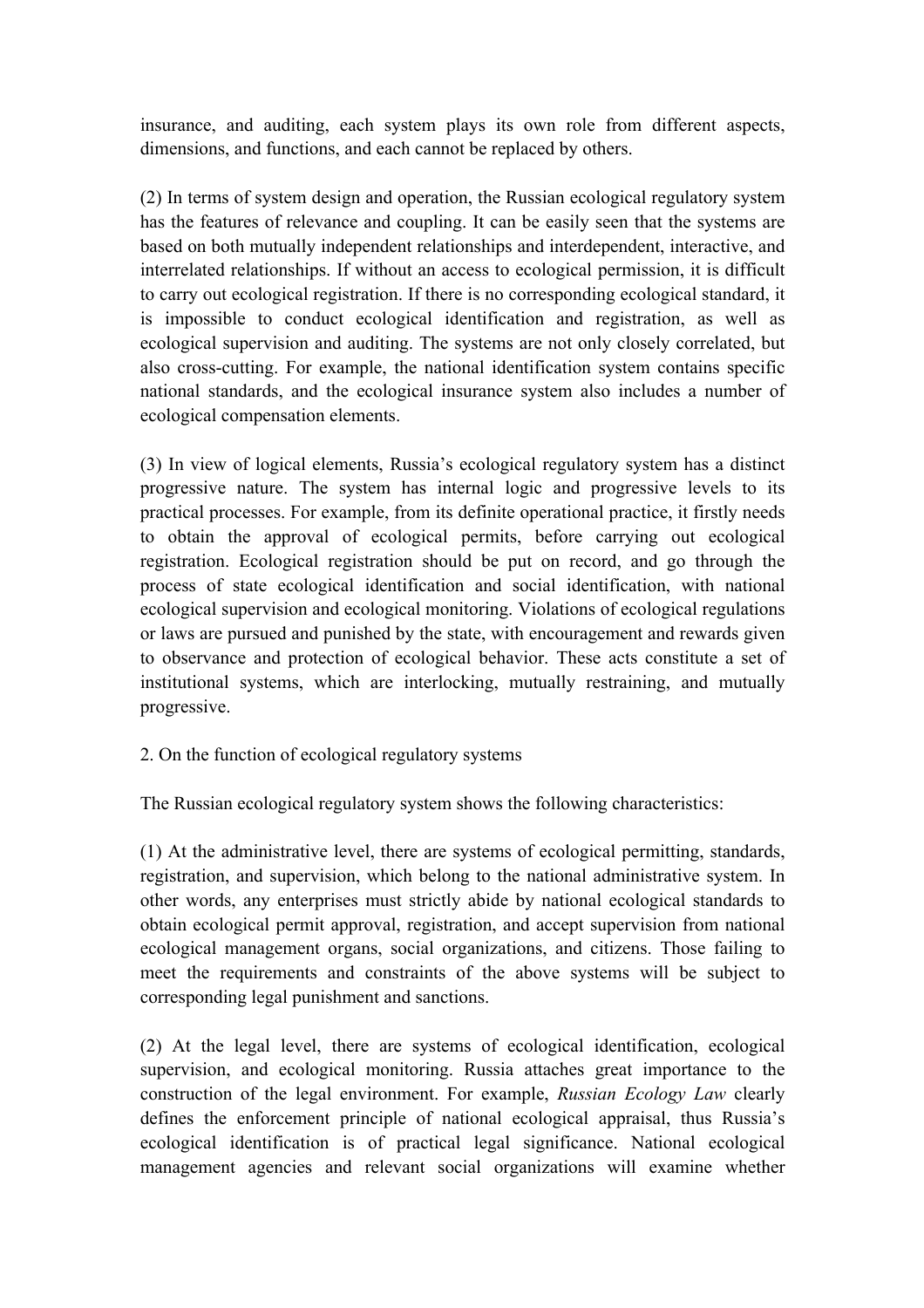insurance, and auditing, each system plays its own role from different aspects, dimensions, and functions, and each cannot be replaced by others.

(2) In terms of system design and operation, the Russian ecological regulatory system has the features of relevance and coupling. It can be easily seen that the systems are based on both mutually independent relationships and interdependent, interactive, and interrelated relationships. If without an access to ecological permission, it is difficult to carry out ecological registration. If there is no corresponding ecological standard, it is impossible to conduct ecological identification and registration, as well as ecological supervision and auditing. The systems are not only closely correlated, but also cross-cutting. For example, the national identification system contains specific national standards, and the ecological insurance system also includes a number of ecological compensation elements.

(3) In view of logical elements, Russia's ecological regulatory system has a distinct progressive nature. The system has internal logic and progressive levels to its practical processes. For example, from its definite operational practice, it firstly needs to obtain the approval of ecological permits, before carrying out ecological registration. Ecological registration should be put on record, and go through the process of state ecological identification and social identification, with national ecological supervision and ecological monitoring. Violations of ecological regulations or laws are pursued and punished by the state, with encouragement and rewards given to observance and protection of ecological behavior. These acts constitute a set of institutional systems, which are interlocking, mutually restraining, and mutually progressive.

2. On the function of ecological regulatory systems

The Russian ecological regulatory system shows the following characteristics:

(1) At the administrative level, there are systems of ecological permitting, standards, registration, and supervision, which belong to the national administrative system. In other words, any enterprises must strictly abide by national ecological standards to obtain ecological permit approval, registration, and accept supervision from national ecological management organs, social organizations, and citizens. Those failing to meet the requirements and constraints of the above systems will be subject to corresponding legal punishment and sanctions.

(2) At the legal level, there are systems of ecological identification, ecological supervision, and ecological monitoring. Russia attaches great importance to the construction of the legal environment. For example, *Russian Ecology Law* clearly defines the enforcement principle of national ecological appraisal, thus Russia's ecological identification is of practical legal significance. National ecological management agencies and relevant social organizations will examine whether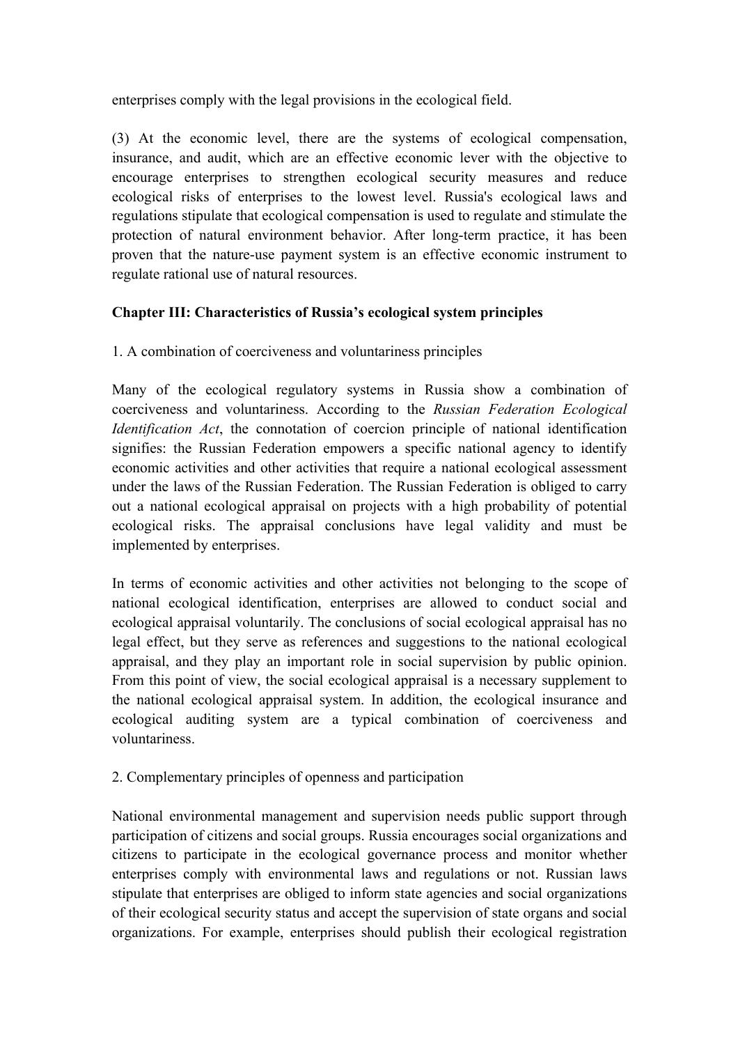enterprises comply with the legal provisions in the ecological field.

(3) At the economic level, there are the systems of ecological compensation, insurance, and audit, which are an effective economic lever with the objective to encourage enterprises to strengthen ecological security measures and reduce ecological risks of enterprises to the lowest level. Russia's ecological laws and regulations stipulate that ecological compensation is used to regulate and stimulate the protection of natural environment behavior. After long-term practice, it has been proven that the nature-use payment system is an effective economic instrument to regulate rational use of natural resources.

## Chapter III: Characteristics of Russia's ecological system principles

1. A combination of coerciveness and voluntariness principles

Many of the ecological regulatory systems in Russia show a combination of coerciveness and voluntariness. According to the *Russian Federation Ecological Identification Act*, the connotation of coercion principle of national identification signifies: the Russian Federation empowers a specific national agency to identify economic activities and other activities that require a national ecological assessment under the laws of the Russian Federation. The Russian Federation is obliged to carry out a national ecological appraisal on projects with a high probability of potential ecological risks. The appraisal conclusions have legal validity and must be implemented by enterprises.

In terms of economic activities and other activities not belonging to the scope of national ecological identification, enterprises are allowed to conduct social and ecological appraisal voluntarily. The conclusions of social ecological appraisal has no legal effect, but they serve as references and suggestions to the national ecological appraisal, and they play an important role in social supervision by public opinion. From this point of view, the social ecological appraisal is a necessary supplement to the national ecological appraisal system. In addition, the ecological insurance and ecological auditing system are a typical combination of coerciveness and voluntariness.

2. Complementary principles of openness and participation

National environmental management and supervision needs public support through participation of citizens and social groups. Russia encourages social organizations and citizens to participate in the ecological governance process and monitor whether enterprises comply with environmental laws and regulations or not. Russian laws stipulate that enterprises are obliged to inform state agencies and social organizations of their ecological security status and accept the supervision of state organs and social organizations. For example, enterprises should publish their ecological registration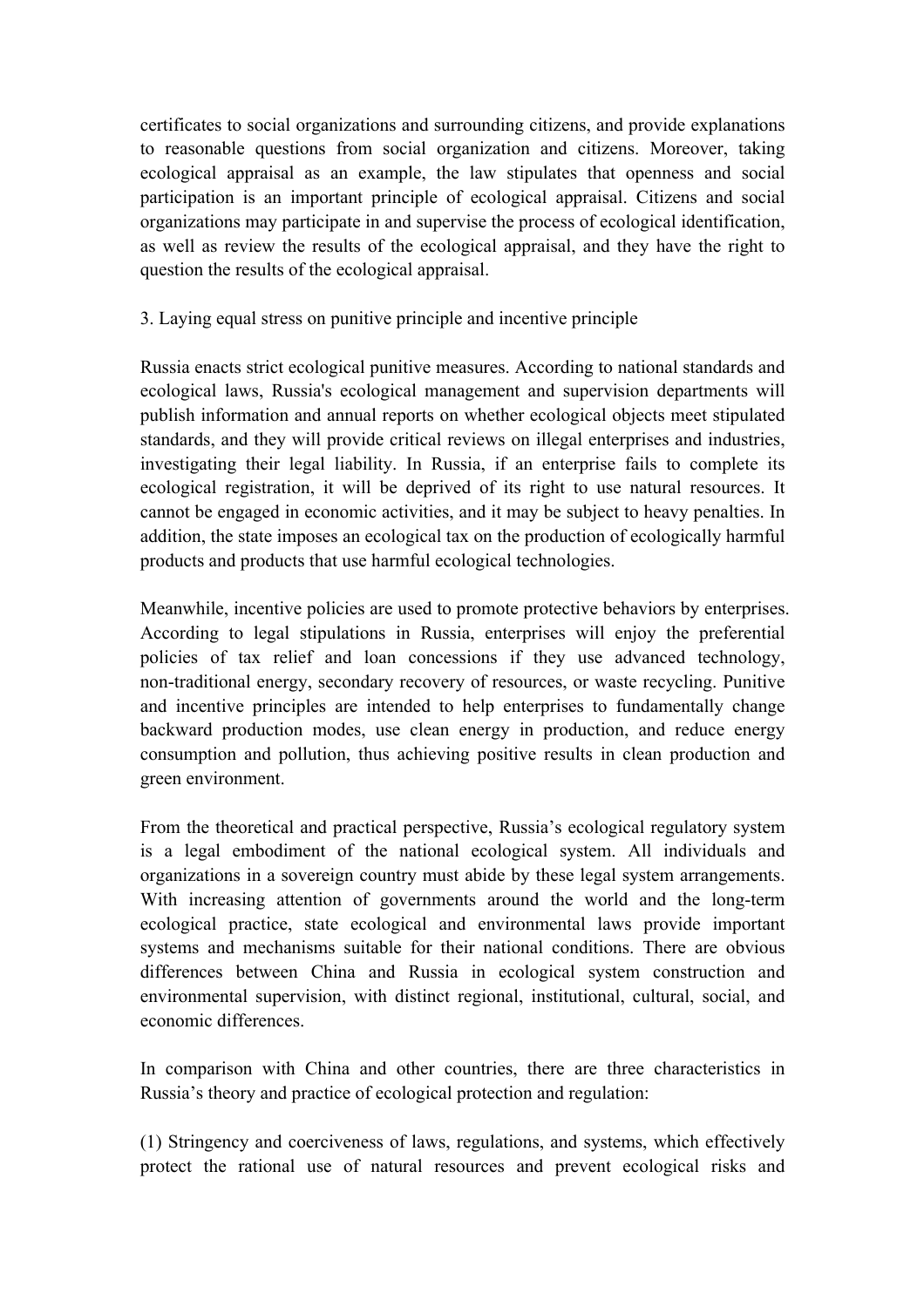certificates to social organizations and surrounding citizens, and provide explanations to reasonable questions from social organization and citizens. Moreover, taking ecological appraisal as an example, the law stipulates that openness and social participation is an important principle of ecological appraisal. Citizens and social organizations may participate in and supervise the process of ecological identification, as well as review the results of the ecological appraisal, and they have the right to question the results of the ecological appraisal.

3. Laying equal stress on punitive principle and incentive principle

Russia enacts strict ecological punitive measures. According to national standards and ecological laws, Russia's ecological management and supervision departments will publish information and annual reports on whether ecological objects meet stipulated standards, and they will provide critical reviews on illegal enterprises and industries, investigating their legal liability. In Russia, if an enterprise fails to complete its ecological registration, it will be deprived of its right to use natural resources. It cannot be engaged in economic activities, and it may be subject to heavy penalties. In addition, the state imposes an ecological tax on the production of ecologically harmful products and products that use harmful ecological technologies.

Meanwhile, incentive policies are used to promote protective behaviors by enterprises. According to legal stipulations in Russia, enterprises will enjoy the preferential policies of tax relief and loan concessions if they use advanced technology, non-traditional energy, secondary recovery of resources, or waste recycling. Punitive and incentive principles are intended to help enterprises to fundamentally change backward production modes, use clean energy in production, and reduce energy consumption and pollution, thus achieving positive results in clean production and green environment.

From the theoretical and practical perspective, Russia's ecological regulatory system is a legal embodiment of the national ecological system. All individuals and organizations in a sovereign country must abide by these legal system arrangements. With increasing attention of governments around the world and the long-term ecological practice, state ecological and environmental laws provide important systems and mechanisms suitable for their national conditions. There are obvious differences between China and Russia in ecological system construction and environmental supervision, with distinct regional, institutional, cultural, social, and economic differences.

In comparison with China and other countries, there are three characteristics in Russia's theory and practice of ecological protection and regulation:

(1) Stringency and coerciveness of laws, regulations, and systems, which effectively protect the rational use of natural resources and prevent ecological risks and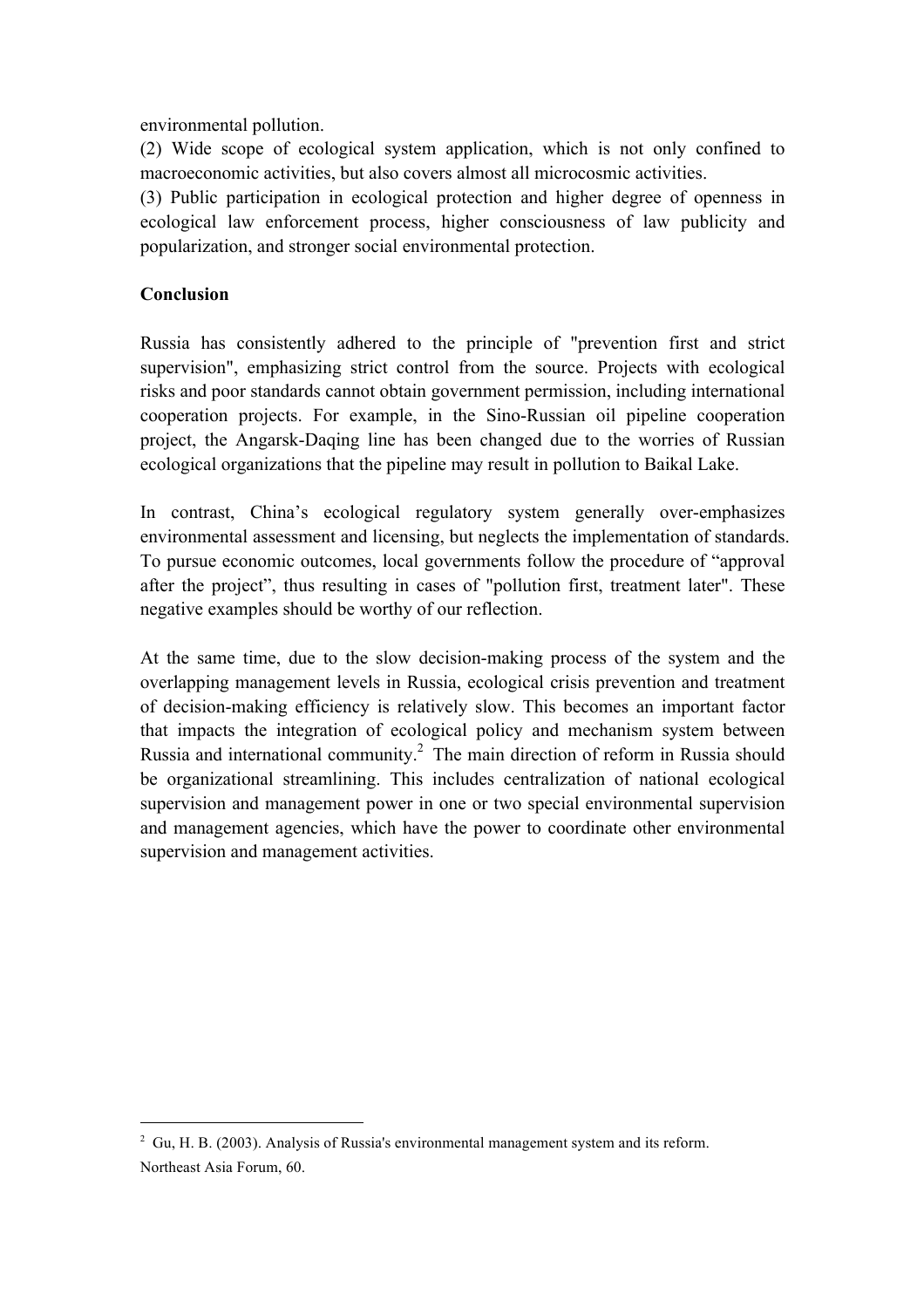environmental pollution.

(2) Wide scope of ecological system application, which is not only confined to macroeconomic activities, but also covers almost all microcosmic activities.

(3) Public participation in ecological protection and higher degree of openness in ecological law enforcement process, higher consciousness of law publicity and popularization, and stronger social environmental protection.

**Conclusion**

Russia has consistently adhered to the principle of "prevention first and strict supervision", emphasizing strict control from the source. Projects with ecological risks and poor standards cannot obtain government permission, including international cooperation projects. For example, in the Sino-Russian oil pipeline cooperation project, the Angarsk-Daqing line has been changed due to the worries of Russian ecological organizations that the pipeline may result in pollution to Baikal Lake.

In contrast, China's ecological regulatory system generally over-emphasizes environmental assessment and licensing, but neglects the implementation of standards. To pursue economic outcomes, local governments follow the procedure of "approval after the project", thus resulting in cases of "pollution first, treatment later". These negative examples should be worthy of our reflection.

At the same time, due to the slow decision-making process of the system and the overlapping management levels in Russia, ecological crisis prevention and treatment of decision-making efficiency is relatively slow. This becomes an important factor that impacts the integration of ecological policy and mechanism system between Russia and international community.[2] The main direction of reform in Russia should be organizational streamlining. This includes centralization of national ecological supervision and management power in one or two special environmental supervision and management agencies, which have the power to coordinate other environmental supervision and management activities.

---

[2] Gu, H. B. (2003). Analysis of Russia's environmental management system and its reform. Northeast Asia Forum, 60.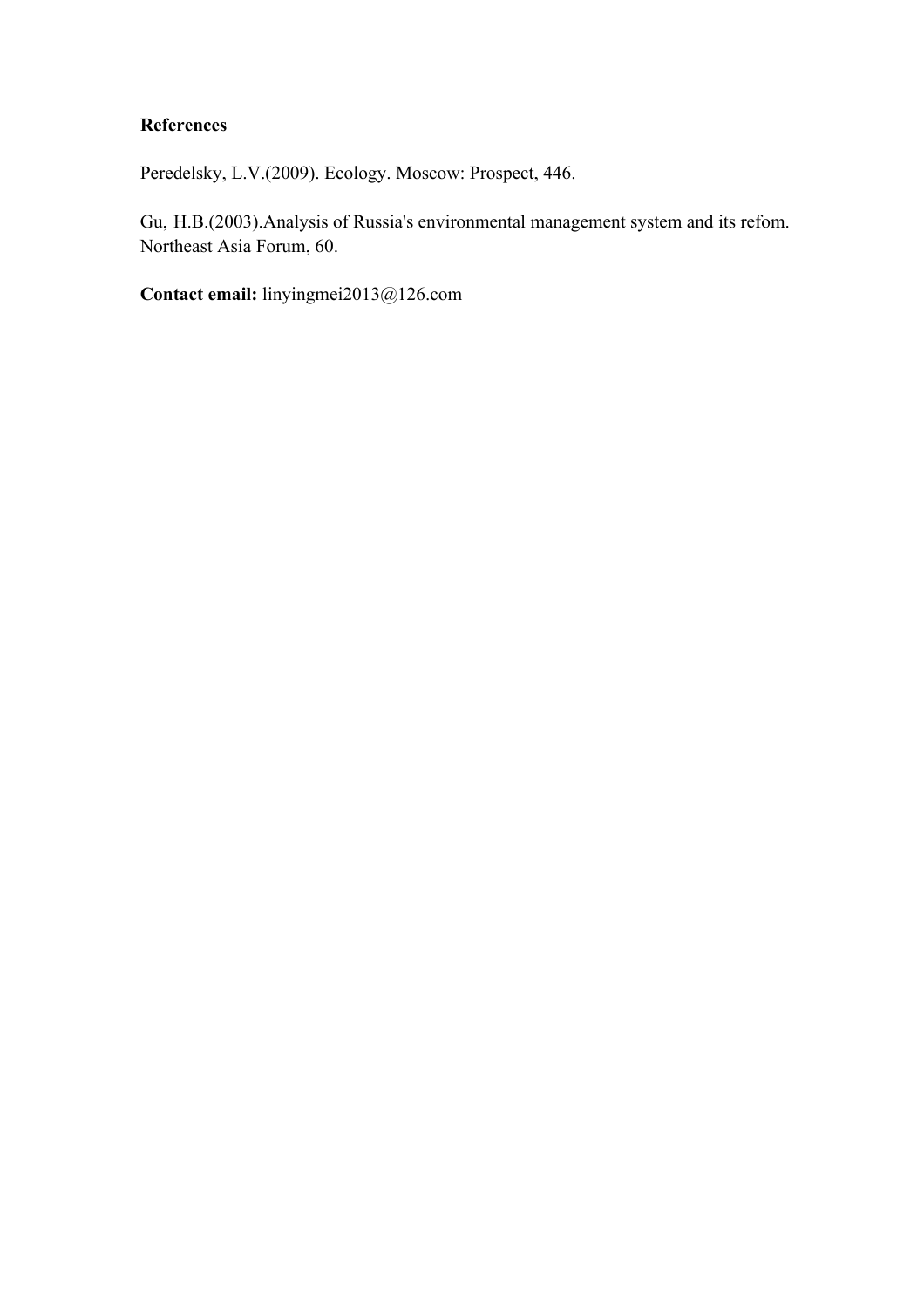**References**

Peredelsky, L.V.(2009). Ecology. Moscow: Prospect, 446.

Gu, H.B.(2003).Analysis of Russia's environmental management system and its refom. Northeast Asia Forum, 60.

**Contact email:** linyingmei2013@126.com